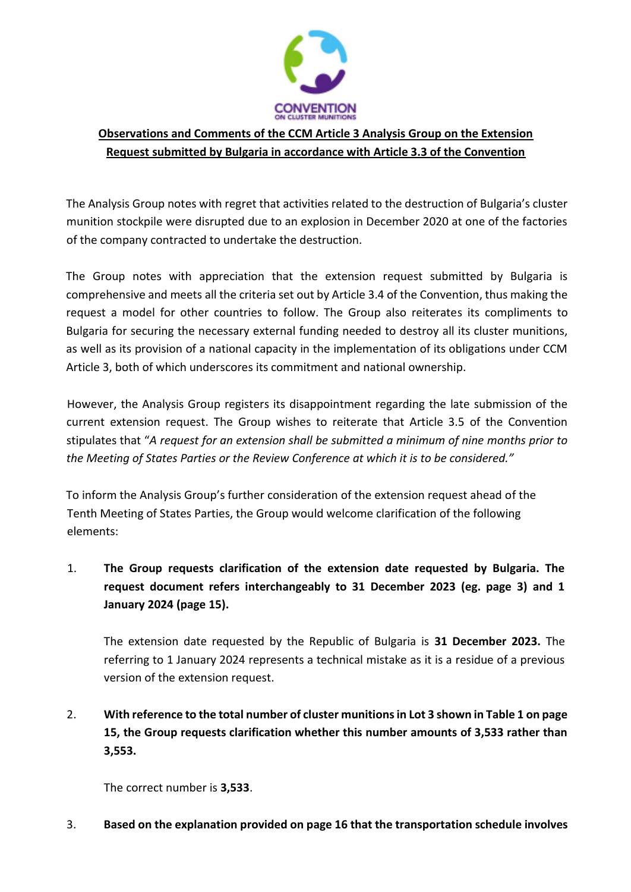CONVENTION ON CLUSTER MUNITIONS

**Observations and Comments of the CCM Article 3 Analysis Group on the Extension Request submitted by Bulgaria in accordance with Article 3.3 of the Convention**

The Analysis Group notes with regret that activities related to the destruction of Bulgaria's cluster munition stockpile were disrupted due to an explosion in December 2020 at one of the factories of the company contracted to undertake the destruction.

The Group notes with appreciation that the extension request submitted by Bulgaria is comprehensive and meets all the criteria set out by Article 3.4 of the Convention, thus making the request a model for other countries to follow. The Group also reiterates its compliments to Bulgaria for securing the necessary external funding needed to destroy all its cluster munitions, as well as its provision of a national capacity in the implementation of its obligations under CCM Article 3, both of which underscores its commitment and national ownership.

However, the Analysis Group registers its disappointment regarding the late submission of the current extension request. The Group wishes to reiterate that Article 3.5 of the Convention stipulates that "*A request for an extension shall be submitted a minimum of nine months prior to the Meeting of States Parties or the Review Conference at which it is to be considered.*"

To inform the Analysis Group's further consideration of the extension request ahead of the Tenth Meeting of States Parties, the Group would welcome clarification of the following elements:

1. **The Group requests clarification of the extension date requested by Bulgaria. The request document refers interchangeably to 31 December 2023 (eg. page 3) and 1 January 2024 (page 15).**

   The extension date requested by the Republic of Bulgaria is **31 December 2023.** The referring to 1 January 2024 represents a technical mistake as it is a residue of a previous version of the extension request.

2. **With reference to the total number of cluster munitions in Lot 3 shown in Table 1 on page 15, the Group requests clarification whether this number amounts of 3,533 rather than 3,553.**

   The correct number is **3,533**.

3. **Based on the explanation provided on page 16 that the transportation schedule involves**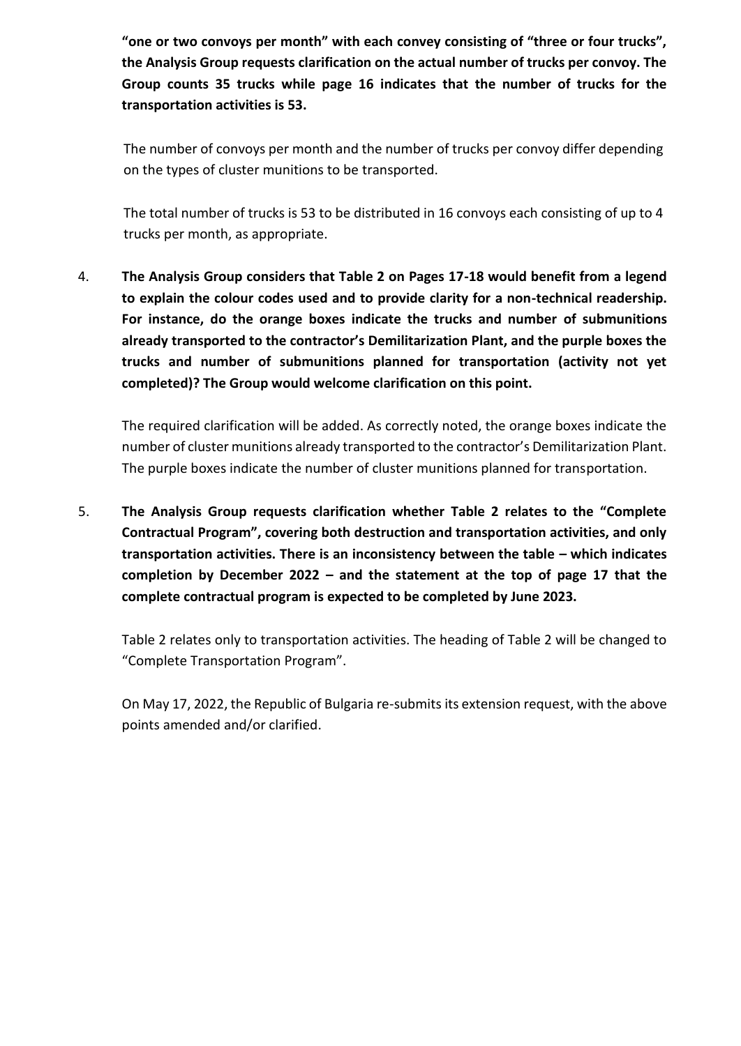**"one or two convoys per month" with each convey consisting of "three or four trucks", the Analysis Group requests clarification on the actual number of trucks per convoy. The Group counts 35 trucks while page 16 indicates that the number of trucks for the transportation activities is 53.**

The number of convoys per month and the number of trucks per convoy differ depending on the types of cluster munitions to be transported.

The total number of trucks is 53 to be distributed in 16 convoys each consisting of up to 4 trucks per month, as appropriate.

4. **The Analysis Group considers that Table 2 on Pages 17-18 would benefit from a legend to explain the colour codes used and to provide clarity for a non-technical readership. For instance, do the orange boxes indicate the trucks and number of submunitions already transported to the contractor's Demilitarization Plant, and the purple boxes the trucks and number of submunitions planned for transportation (activity not yet completed)? The Group would welcome clarification on this point.**

   The required clarification will be added. As correctly noted, the orange boxes indicate the number of cluster munitions already transported to the contractor's Demilitarization Plant. The purple boxes indicate the number of cluster munitions planned for transportation.

5. **The Analysis Group requests clarification whether Table 2 relates to the "Complete Contractual Program", covering both destruction and transportation activities, and only transportation activities. There is an inconsistency between the table – which indicates completion by December 2022 – and the statement at the top of page 17 that the complete contractual program is expected to be completed by June 2023.**

   Table 2 relates only to transportation activities. The heading of Table 2 will be changed to "Complete Transportation Program".

   On May 17, 2022, the Republic of Bulgaria re-submits its extension request, with the above points amended and/or clarified.